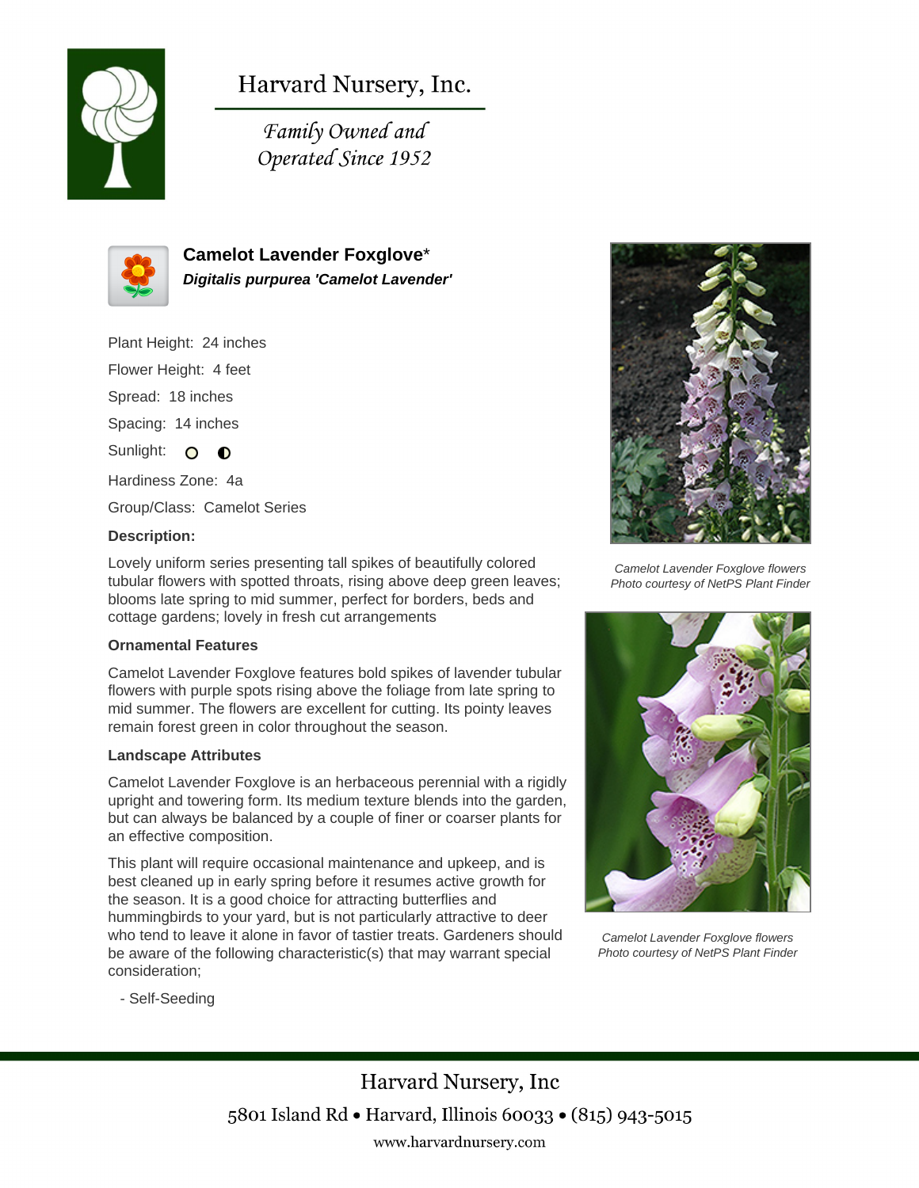# Harvard Nursery, Inc.

*Family Owned and Operated Since 1952*

## Camelot Lavender Foxglove*

***Digitalis purpurea 'Camelot Lavender'***

Plant Height: 24 inches

Flower Height: 4 feet

Spread: 18 inches

Spacing: 14 inches

Sunlight:

Hardiness Zone: 4a

Group/Class: Camelot Series

**Description:**

Lovely uniform series presenting tall spikes of beautifully colored tubular flowers with spotted throats, rising above deep green leaves; blooms late spring to mid summer, perfect for borders, beds and cottage gardens; lovely in fresh cut arrangements

**Ornamental Features**

Camelot Lavender Foxglove features bold spikes of lavender tubular flowers with purple spots rising above the foliage from late spring to mid summer. The flowers are excellent for cutting. Its pointy leaves remain forest green in color throughout the season.

**Landscape Attributes**

Camelot Lavender Foxglove is an herbaceous perennial with a rigidly upright and towering form. Its medium texture blends into the garden, but can always be balanced by a couple of finer or coarser plants for an effective composition.

This plant will require occasional maintenance and upkeep, and is best cleaned up in early spring before it resumes active growth for the season. It is a good choice for attracting butterflies and hummingbirds to your yard, but is not particularly attractive to deer who tend to leave it alone in favor of tastier treats. Gardeners should be aware of the following characteristic(s) that may warrant special consideration;

- Self-Seeding

*Camelot Lavender Foxglove flowers*
*Photo courtesy of NetPS Plant Finder*

*Camelot Lavender Foxglove flowers*
*Photo courtesy of NetPS Plant Finder*

Harvard Nursery, Inc

5801 Island Rd • Harvard, Illinois 60033 • (815) 943-5015

www.harvardnursery.com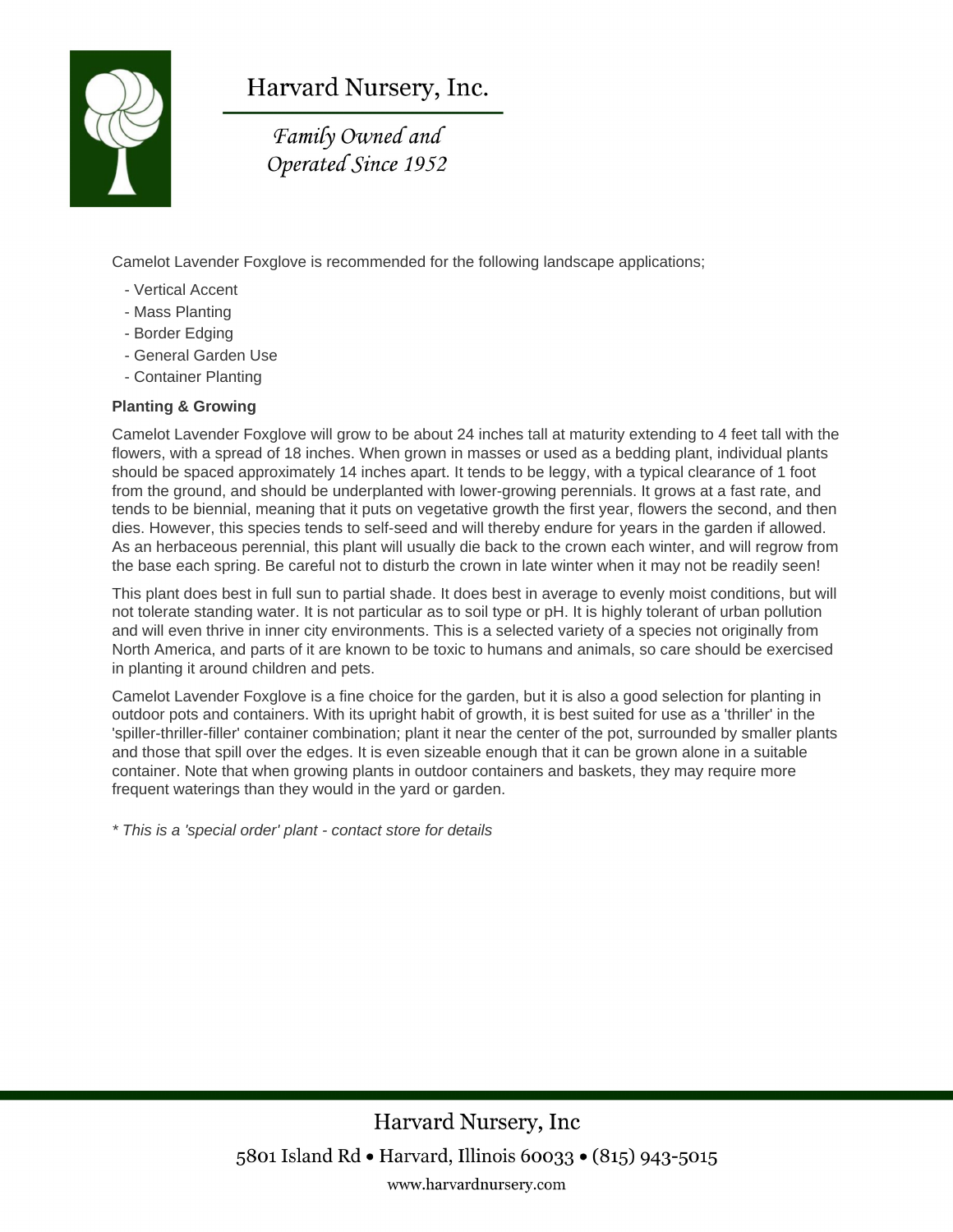Camelot Lavender Foxglove is recommended for the following landscape applications;

- Vertical Accent
- Mass Planting
- Border Edging
- General Garden Use
- Container Planting

**Planting & Growing**

Camelot Lavender Foxglove will grow to be about 24 inches tall at maturity extending to 4 feet tall with the flowers, with a spread of 18 inches. When grown in masses or used as a bedding plant, individual plants should be spaced approximately 14 inches apart. It tends to be leggy, with a typical clearance of 1 foot from the ground, and should be underplanted with lower-growing perennials. It grows at a fast rate, and tends to be biennial, meaning that it puts on vegetative growth the first year, flowers the second, and then dies. However, this species tends to self-seed and will thereby endure for years in the garden if allowed. As an herbaceous perennial, this plant will usually die back to the crown each winter, and will regrow from the base each spring. Be careful not to disturb the crown in late winter when it may not be readily seen!

This plant does best in full sun to partial shade. It does best in average to evenly moist conditions, but will not tolerate standing water. It is not particular as to soil type or pH. It is highly tolerant of urban pollution and will even thrive in inner city environments. This is a selected variety of a species not originally from North America, and parts of it are known to be toxic to humans and animals, so care should be exercised in planting it around children and pets.

Camelot Lavender Foxglove is a fine choice for the garden, but it is also a good selection for planting in outdoor pots and containers. With its upright habit of growth, it is best suited for use as a 'thriller' in the 'spiller-thriller-filler' container combination; plant it near the center of the pot, surrounded by smaller plants and those that spill over the edges. It is even sizeable enough that it can be grown alone in a suitable container. Note that when growing plants in outdoor containers and baskets, they may require more frequent waterings than they would in the yard or garden.

*\* This is a 'special order' plant - contact store for details*